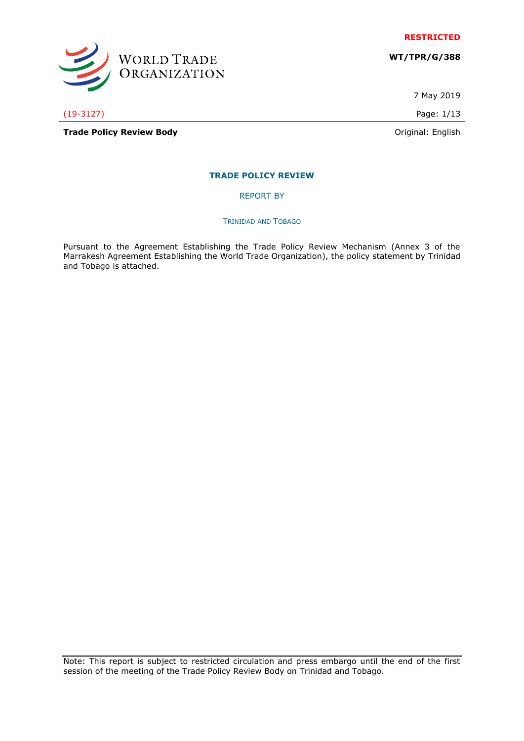**RESTRICTED**

**WT/TPR/G/388**

7 May 2019

(19-3127)

**Trade Policy Review Body**

Original: English

# TRADE POLICY REVIEW

## REPORT BY

### TRINIDAD AND TOBAGO

Pursuant to the Agreement Establishing the Trade Policy Review Mechanism (Annex 3 of the Marrakesh Agreement Establishing the World Trade Organization), the policy statement by Trinidad and Tobago is attached.

Note: This report is subject to restricted circulation and press embargo until the end of the first session of the meeting of the Trade Policy Review Body on Trinidad and Tobago.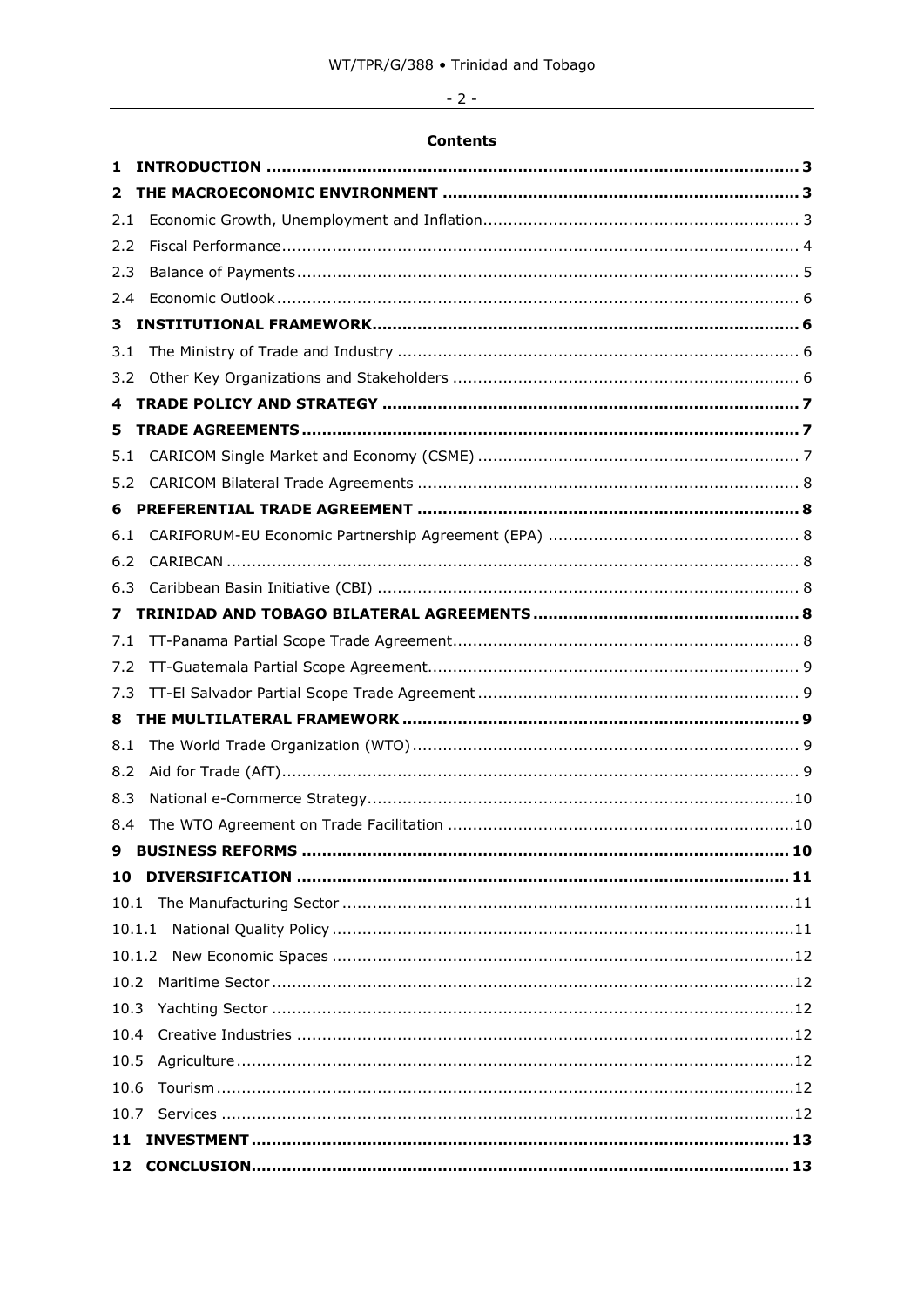**Contents**

| | |
|---|---|
| **1 INTRODUCTION** | **3** |
| **2 THE MACROECONOMIC ENVIRONMENT** | **3** |
| 2.1 Economic Growth, Unemployment and Inflation | 3 |
| 2.2 Fiscal Performance | 4 |
| 2.3 Balance of Payments | 5 |
| 2.4 Economic Outlook | 6 |
| **3 INSTITUTIONAL FRAMEWORK** | **6** |
| 3.1 The Ministry of Trade and Industry | 6 |
| 3.2 Other Key Organizations and Stakeholders | 6 |
| **4 TRADE POLICY AND STRATEGY** | **7** |
| **5 TRADE AGREEMENTS** | **7** |
| 5.1 CARICOM Single Market and Economy (CSME) | 7 |
| 5.2 CARICOM Bilateral Trade Agreements | 8 |
| **6 PREFERENTIAL TRADE AGREEMENT** | **8** |
| 6.1 CARIFORUM-EU Economic Partnership Agreement (EPA) | 8 |
| 6.2 CARIBCAN | 8 |
| 6.3 Caribbean Basin Initiative (CBI) | 8 |
| **7 TRINIDAD AND TOBAGO BILATERAL AGREEMENTS** | **8** |
| 7.1 TT-Panama Partial Scope Trade Agreement | 8 |
| 7.2 TT-Guatemala Partial Scope Agreement | 9 |
| 7.3 TT-El Salvador Partial Scope Trade Agreement | 9 |
| **8 THE MULTILATERAL FRAMEWORK** | **9** |
| 8.1 The World Trade Organization (WTO) | 9 |
| 8.2 Aid for Trade (AfT) | 9 |
| 8.3 National e-Commerce Strategy | 10 |
| 8.4 The WTO Agreement on Trade Facilitation | 10 |
| **9 BUSINESS REFORMS** | **10** |
| **10 DIVERSIFICATION** | **11** |
| 10.1 The Manufacturing Sector | 11 |
| 10.1.1 National Quality Policy | 11 |
| 10.1.2 New Economic Spaces | 12 |
| 10.2 Maritime Sector | 12 |
| 10.3 Yachting Sector | 12 |
| 10.4 Creative Industries | 12 |
| 10.5 Agriculture | 12 |
| 10.6 Tourism | 12 |
| 10.7 Services | 12 |
| **11 INVESTMENT** | **13** |
| **12 CONCLUSION** | **13** |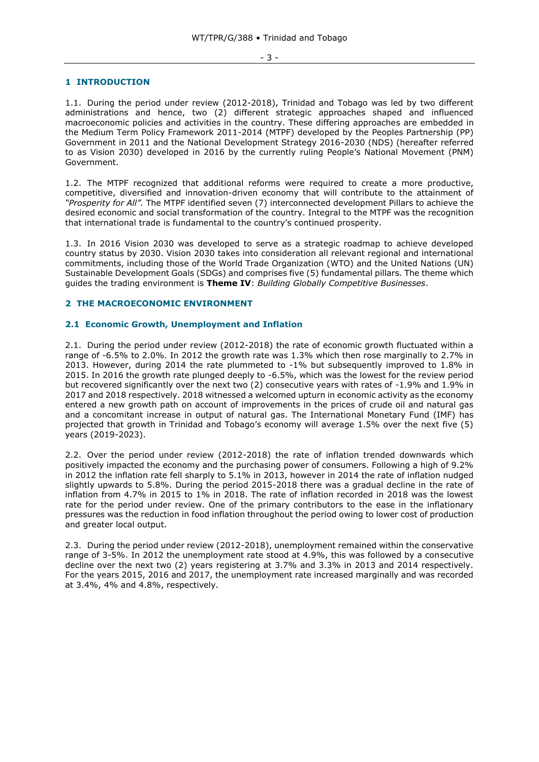# 1 INTRODUCTION

1.1. During the period under review (2012-2018), Trinidad and Tobago was led by two different administrations and hence, two (2) different strategic approaches shaped and influenced macroeconomic policies and activities in the country. These differing approaches are embedded in the Medium Term Policy Framework 2011-2014 (MTPF) developed by the Peoples Partnership (PP) Government in 2011 and the National Development Strategy 2016-2030 (NDS) (hereafter referred to as Vision 2030) developed in 2016 by the currently ruling People's National Movement (PNM) Government.

1.2. The MTPF recognized that additional reforms were required to create a more productive, competitive, diversified and innovation-driven economy that will contribute to the attainment of *"Prosperity for All"*. The MTPF identified seven (7) interconnected development Pillars to achieve the desired economic and social transformation of the country. Integral to the MTPF was the recognition that international trade is fundamental to the country's continued prosperity.

1.3. In 2016 Vision 2030 was developed to serve as a strategic roadmap to achieve developed country status by 2030. Vision 2030 takes into consideration all relevant regional and international commitments, including those of the World Trade Organization (WTO) and the United Nations (UN) Sustainable Development Goals (SDGs) and comprises five (5) fundamental pillars. The theme which guides the trading environment is **Theme IV**: *Building Globally Competitive Businesses*.

# 2 THE MACROECONOMIC ENVIRONMENT

## 2.1 Economic Growth, Unemployment and Inflation

2.1. During the period under review (2012-2018) the rate of economic growth fluctuated within a range of -6.5% to 2.0%. In 2012 the growth rate was 1.3% which then rose marginally to 2.7% in 2013. However, during 2014 the rate plummeted to -1% but subsequently improved to 1.8% in 2015. In 2016 the growth rate plunged deeply to -6.5%, which was the lowest for the review period but recovered significantly over the next two (2) consecutive years with rates of -1.9% and 1.9% in 2017 and 2018 respectively. 2018 witnessed a welcomed upturn in economic activity as the economy entered a new growth path on account of improvements in the prices of crude oil and natural gas and a concomitant increase in output of natural gas. The International Monetary Fund (IMF) has projected that growth in Trinidad and Tobago's economy will average 1.5% over the next five (5) years (2019-2023).

2.2. Over the period under review (2012-2018) the rate of inflation trended downwards which positively impacted the economy and the purchasing power of consumers. Following a high of 9.2% in 2012 the inflation rate fell sharply to 5.1% in 2013, however in 2014 the rate of inflation nudged slightly upwards to 5.8%. During the period 2015-2018 there was a gradual decline in the rate of inflation from 4.7% in 2015 to 1% in 2018. The rate of inflation recorded in 2018 was the lowest rate for the period under review. One of the primary contributors to the ease in the inflationary pressures was the reduction in food inflation throughout the period owing to lower cost of production and greater local output.

2.3. During the period under review (2012-2018), unemployment remained within the conservative range of 3-5%. In 2012 the unemployment rate stood at 4.9%, this was followed by a consecutive decline over the next two (2) years registering at 3.7% and 3.3% in 2013 and 2014 respectively. For the years 2015, 2016 and 2017, the unemployment rate increased marginally and was recorded at 3.4%, 4% and 4.8%, respectively.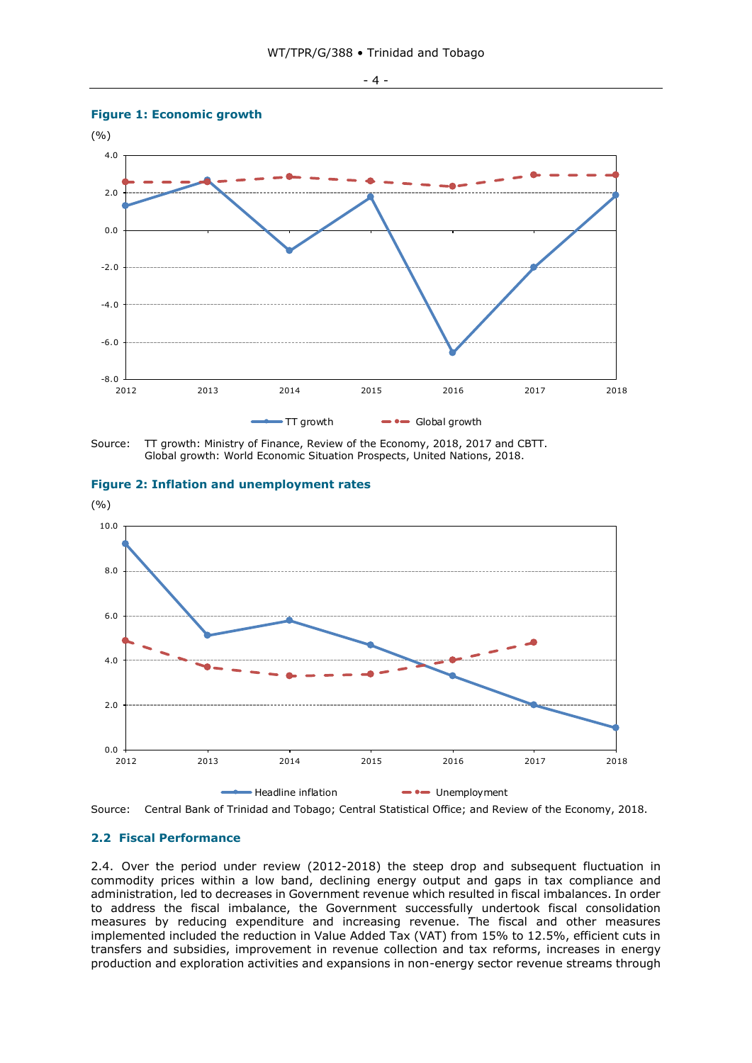**Figure 1: Economic growth**

Source: TT growth: Ministry of Finance, Review of the Economy, 2018, 2017 and CBTT.
Global growth: World Economic Situation Prospects, United Nations, 2018.

**Figure 2: Inflation and unemployment rates**

Source: Central Bank of Trinidad and Tobago; Central Statistical Office; and Review of the Economy, 2018.

## 2.2 Fiscal Performance

2.4. Over the period under review (2012-2018) the steep drop and subsequent fluctuation in commodity prices within a low band, declining energy output and gaps in tax compliance and administration, led to decreases in Government revenue which resulted in fiscal imbalances. In order to address the fiscal imbalance, the Government successfully undertook fiscal consolidation measures by reducing expenditure and increasing revenue. The fiscal and other measures implemented included the reduction in Value Added Tax (VAT) from 15% to 12.5%, efficient cuts in transfers and subsidies, improvement in revenue collection and tax reforms, increases in energy production and exploration activities and expansions in non-energy sector revenue streams through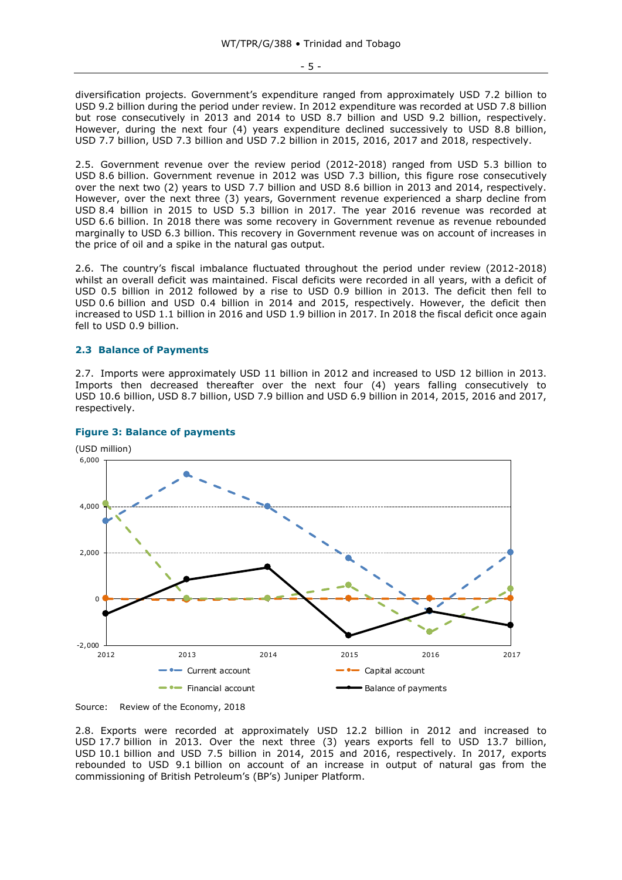diversification projects. Government's expenditure ranged from approximately USD 7.2 billion to USD 9.2 billion during the period under review. In 2012 expenditure was recorded at USD 7.8 billion but rose consecutively in 2013 and 2014 to USD 8.7 billion and USD 9.2 billion, respectively. However, during the next four (4) years expenditure declined successively to USD 8.8 billion, USD 7.7 billion, USD 7.3 billion and USD 7.2 billion in 2015, 2016, 2017 and 2018, respectively.

2.5. Government revenue over the review period (2012-2018) ranged from USD 5.3 billion to USD 8.6 billion. Government revenue in 2012 was USD 7.3 billion, this figure rose consecutively over the next two (2) years to USD 7.7 billion and USD 8.6 billion in 2013 and 2014, respectively. However, over the next three (3) years, Government revenue experienced a sharp decline from USD 8.4 billion in 2015 to USD 5.3 billion in 2017. The year 2016 revenue was recorded at USD 6.6 billion. In 2018 there was some recovery in Government revenue as revenue rebounded marginally to USD 6.3 billion. This recovery in Government revenue was on account of increases in the price of oil and a spike in the natural gas output.

2.6. The country's fiscal imbalance fluctuated throughout the period under review (2012-2018) whilst an overall deficit was maintained. Fiscal deficits were recorded in all years, with a deficit of USD 0.5 billion in 2012 followed by a rise to USD 0.9 billion in 2013. The deficit then fell to USD 0.6 billion and USD 0.4 billion in 2014 and 2015, respectively. However, the deficit then increased to USD 1.1 billion in 2016 and USD 1.9 billion in 2017. In 2018 the fiscal deficit once again fell to USD 0.9 billion.

### 2.3 Balance of Payments

2.7. Imports were approximately USD 11 billion in 2012 and increased to USD 12 billion in 2013. Imports then decreased thereafter over the next four (4) years falling consecutively to USD 10.6 billion, USD 8.7 billion, USD 7.9 billion and USD 6.9 billion in 2014, 2015, 2016 and 2017, respectively.

**Figure 3: Balance of payments**

(USD million)

Source: Review of the Economy, 2018

2.8. Exports were recorded at approximately USD 12.2 billion in 2012 and increased to USD 17.7 billion in 2013. Over the next three (3) years exports fell to USD 13.7 billion, USD 10.1 billion and USD 7.5 billion in 2014, 2015 and 2016, respectively. In 2017, exports rebounded to USD 9.1 billion on account of an increase in output of natural gas from the commissioning of British Petroleum's (BP's) Juniper Platform.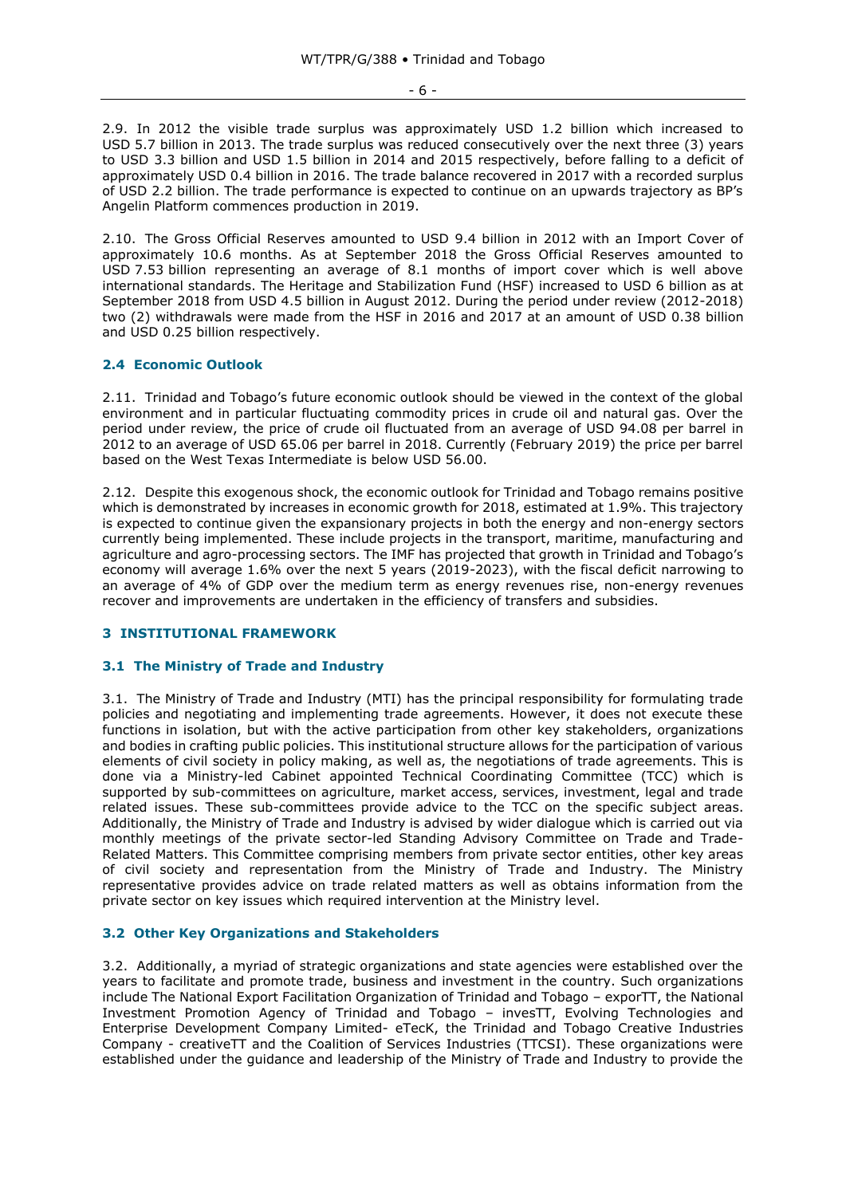2.9. In 2012 the visible trade surplus was approximately USD 1.2 billion which increased to USD 5.7 billion in 2013. The trade surplus was reduced consecutively over the next three (3) years to USD 3.3 billion and USD 1.5 billion in 2014 and 2015 respectively, before falling to a deficit of approximately USD 0.4 billion in 2016. The trade balance recovered in 2017 with a recorded surplus of USD 2.2 billion. The trade performance is expected to continue on an upwards trajectory as BP's Angelin Platform commences production in 2019.

2.10. The Gross Official Reserves amounted to USD 9.4 billion in 2012 with an Import Cover of approximately 10.6 months. As at September 2018 the Gross Official Reserves amounted to USD 7.53 billion representing an average of 8.1 months of import cover which is well above international standards. The Heritage and Stabilization Fund (HSF) increased to USD 6 billion as at September 2018 from USD 4.5 billion in August 2012. During the period under review (2012-2018) two (2) withdrawals were made from the HSF in 2016 and 2017 at an amount of USD 0.38 billion and USD 0.25 billion respectively.

### 2.4 Economic Outlook

2.11. Trinidad and Tobago's future economic outlook should be viewed in the context of the global environment and in particular fluctuating commodity prices in crude oil and natural gas. Over the period under review, the price of crude oil fluctuated from an average of USD 94.08 per barrel in 2012 to an average of USD 65.06 per barrel in 2018. Currently (February 2019) the price per barrel based on the West Texas Intermediate is below USD 56.00.

2.12. Despite this exogenous shock, the economic outlook for Trinidad and Tobago remains positive which is demonstrated by increases in economic growth for 2018, estimated at 1.9%. This trajectory is expected to continue given the expansionary projects in both the energy and non-energy sectors currently being implemented. These include projects in the transport, maritime, manufacturing and agriculture and agro-processing sectors. The IMF has projected that growth in Trinidad and Tobago's economy will average 1.6% over the next 5 years (2019-2023), with the fiscal deficit narrowing to an average of 4% of GDP over the medium term as energy revenues rise, non-energy revenues recover and improvements are undertaken in the efficiency of transfers and subsidies.

## 3 INSTITUTIONAL FRAMEWORK

### 3.1 The Ministry of Trade and Industry

3.1. The Ministry of Trade and Industry (MTI) has the principal responsibility for formulating trade policies and negotiating and implementing trade agreements. However, it does not execute these functions in isolation, but with the active participation from other key stakeholders, organizations and bodies in crafting public policies. This institutional structure allows for the participation of various elements of civil society in policy making, as well as, the negotiations of trade agreements. This is done via a Ministry-led Cabinet appointed Technical Coordinating Committee (TCC) which is supported by sub-committees on agriculture, market access, services, investment, legal and trade related issues. These sub-committees provide advice to the TCC on the specific subject areas. Additionally, the Ministry of Trade and Industry is advised by wider dialogue which is carried out via monthly meetings of the private sector-led Standing Advisory Committee on Trade and Trade-Related Matters. This Committee comprising members from private sector entities, other key areas of civil society and representation from the Ministry of Trade and Industry. The Ministry representative provides advice on trade related matters as well as obtains information from the private sector on key issues which required intervention at the Ministry level.

### 3.2 Other Key Organizations and Stakeholders

3.2. Additionally, a myriad of strategic organizations and state agencies were established over the years to facilitate and promote trade, business and investment in the country. Such organizations include The National Export Facilitation Organization of Trinidad and Tobago – exporTT, the National Investment Promotion Agency of Trinidad and Tobago – invesTT, Evolving Technologies and Enterprise Development Company Limited- eTecK, the Trinidad and Tobago Creative Industries Company - creativeTT and the Coalition of Services Industries (TTCSI). These organizations were established under the guidance and leadership of the Ministry of Trade and Industry to provide the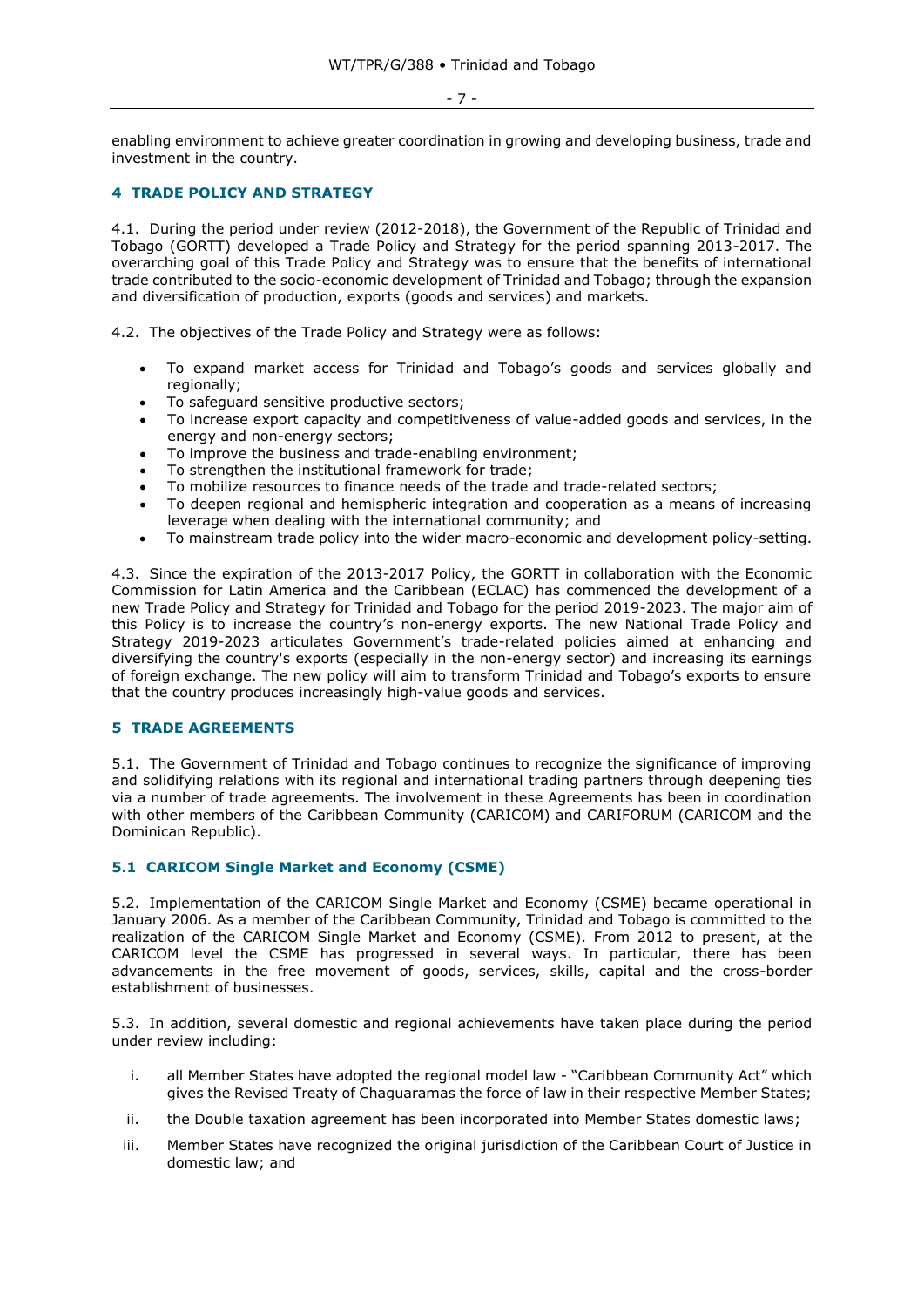enabling environment to achieve greater coordination in growing and developing business, trade and investment in the country.

## 4 TRADE POLICY AND STRATEGY

4.1. During the period under review (2012-2018), the Government of the Republic of Trinidad and Tobago (GORTT) developed a Trade Policy and Strategy for the period spanning 2013-2017. The overarching goal of this Trade Policy and Strategy was to ensure that the benefits of international trade contributed to the socio-economic development of Trinidad and Tobago; through the expansion and diversification of production, exports (goods and services) and markets.

4.2. The objectives of the Trade Policy and Strategy were as follows:

- To expand market access for Trinidad and Tobago's goods and services globally and regionally;
- To safeguard sensitive productive sectors;
- To increase export capacity and competitiveness of value-added goods and services, in the energy and non-energy sectors;
- To improve the business and trade-enabling environment;
- To strengthen the institutional framework for trade;
- To mobilize resources to finance needs of the trade and trade-related sectors;
- To deepen regional and hemispheric integration and cooperation as a means of increasing leverage when dealing with the international community; and
- To mainstream trade policy into the wider macro-economic and development policy-setting.

4.3. Since the expiration of the 2013-2017 Policy, the GORTT in collaboration with the Economic Commission for Latin America and the Caribbean (ECLAC) has commenced the development of a new Trade Policy and Strategy for Trinidad and Tobago for the period 2019-2023. The major aim of this Policy is to increase the country's non-energy exports. The new National Trade Policy and Strategy 2019-2023 articulates Government's trade-related policies aimed at enhancing and diversifying the country's exports (especially in the non-energy sector) and increasing its earnings of foreign exchange. The new policy will aim to transform Trinidad and Tobago's exports to ensure that the country produces increasingly high-value goods and services.

## 5 TRADE AGREEMENTS

5.1. The Government of Trinidad and Tobago continues to recognize the significance of improving and solidifying relations with its regional and international trading partners through deepening ties via a number of trade agreements. The involvement in these Agreements has been in coordination with other members of the Caribbean Community (CARICOM) and CARIFORUM (CARICOM and the Dominican Republic).

### 5.1 CARICOM Single Market and Economy (CSME)

5.2. Implementation of the CARICOM Single Market and Economy (CSME) became operational in January 2006. As a member of the Caribbean Community, Trinidad and Tobago is committed to the realization of the CARICOM Single Market and Economy (CSME). From 2012 to present, at the CARICOM level the CSME has progressed in several ways. In particular, there has been advancements in the free movement of goods, services, skills, capital and the cross-border establishment of businesses.

5.3. In addition, several domestic and regional achievements have taken place during the period under review including:

i. all Member States have adopted the regional model law - "Caribbean Community Act" which gives the Revised Treaty of Chaguaramas the force of law in their respective Member States;

ii. the Double taxation agreement has been incorporated into Member States domestic laws;

iii. Member States have recognized the original jurisdiction of the Caribbean Court of Justice in domestic law; and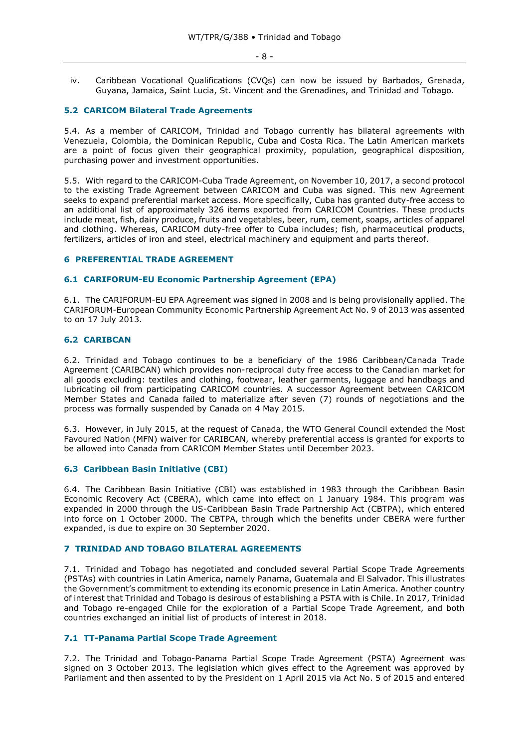iv. Caribbean Vocational Qualifications (CVQs) can now be issued by Barbados, Grenada, Guyana, Jamaica, Saint Lucia, St. Vincent and the Grenadines, and Trinidad and Tobago.

### 5.2 CARICOM Bilateral Trade Agreements

5.4. As a member of CARICOM, Trinidad and Tobago currently has bilateral agreements with Venezuela, Colombia, the Dominican Republic, Cuba and Costa Rica. The Latin American markets are a point of focus given their geographical proximity, population, geographical disposition, purchasing power and investment opportunities.

5.5. With regard to the CARICOM-Cuba Trade Agreement, on November 10, 2017, a second protocol to the existing Trade Agreement between CARICOM and Cuba was signed. This new Agreement seeks to expand preferential market access. More specifically, Cuba has granted duty-free access to an additional list of approximately 326 items exported from CARICOM Countries. These products include meat, fish, dairy produce, fruits and vegetables, beer, rum, cement, soaps, articles of apparel and clothing. Whereas, CARICOM duty-free offer to Cuba includes; fish, pharmaceutical products, fertilizers, articles of iron and steel, electrical machinery and equipment and parts thereof.

## 6 PREFERENTIAL TRADE AGREEMENT

### 6.1 CARIFORUM-EU Economic Partnership Agreement (EPA)

6.1. The CARIFORUM-EU EPA Agreement was signed in 2008 and is being provisionally applied. The CARIFORUM-European Community Economic Partnership Agreement Act No. 9 of 2013 was assented to on 17 July 2013.

### 6.2 CARIBCAN

6.2. Trinidad and Tobago continues to be a beneficiary of the 1986 Caribbean/Canada Trade Agreement (CARIBCAN) which provides non-reciprocal duty free access to the Canadian market for all goods excluding: textiles and clothing, footwear, leather garments, luggage and handbags and lubricating oil from participating CARICOM countries. A successor Agreement between CARICOM Member States and Canada failed to materialize after seven (7) rounds of negotiations and the process was formally suspended by Canada on 4 May 2015.

6.3. However, in July 2015, at the request of Canada, the WTO General Council extended the Most Favoured Nation (MFN) waiver for CARIBCAN, whereby preferential access is granted for exports to be allowed into Canada from CARICOM Member States until December 2023.

### 6.3 Caribbean Basin Initiative (CBI)

6.4. The Caribbean Basin Initiative (CBI) was established in 1983 through the Caribbean Basin Economic Recovery Act (CBERA), which came into effect on 1 January 1984. This program was expanded in 2000 through the US-Caribbean Basin Trade Partnership Act (CBTPA), which entered into force on 1 October 2000. The CBTPA, through which the benefits under CBERA were further expanded, is due to expire on 30 September 2020.

## 7 TRINIDAD AND TOBAGO BILATERAL AGREEMENTS

7.1. Trinidad and Tobago has negotiated and concluded several Partial Scope Trade Agreements (PSTAs) with countries in Latin America, namely Panama, Guatemala and El Salvador. This illustrates the Government's commitment to extending its economic presence in Latin America. Another country of interest that Trinidad and Tobago is desirous of establishing a PSTA with is Chile. In 2017, Trinidad and Tobago re-engaged Chile for the exploration of a Partial Scope Trade Agreement, and both countries exchanged an initial list of products of interest in 2018.

### 7.1 TT-Panama Partial Scope Trade Agreement

7.2. The Trinidad and Tobago-Panama Partial Scope Trade Agreement (PSTA) Agreement was signed on 3 October 2013. The legislation which gives effect to the Agreement was approved by Parliament and then assented to by the President on 1 April 2015 via Act No. 5 of 2015 and entered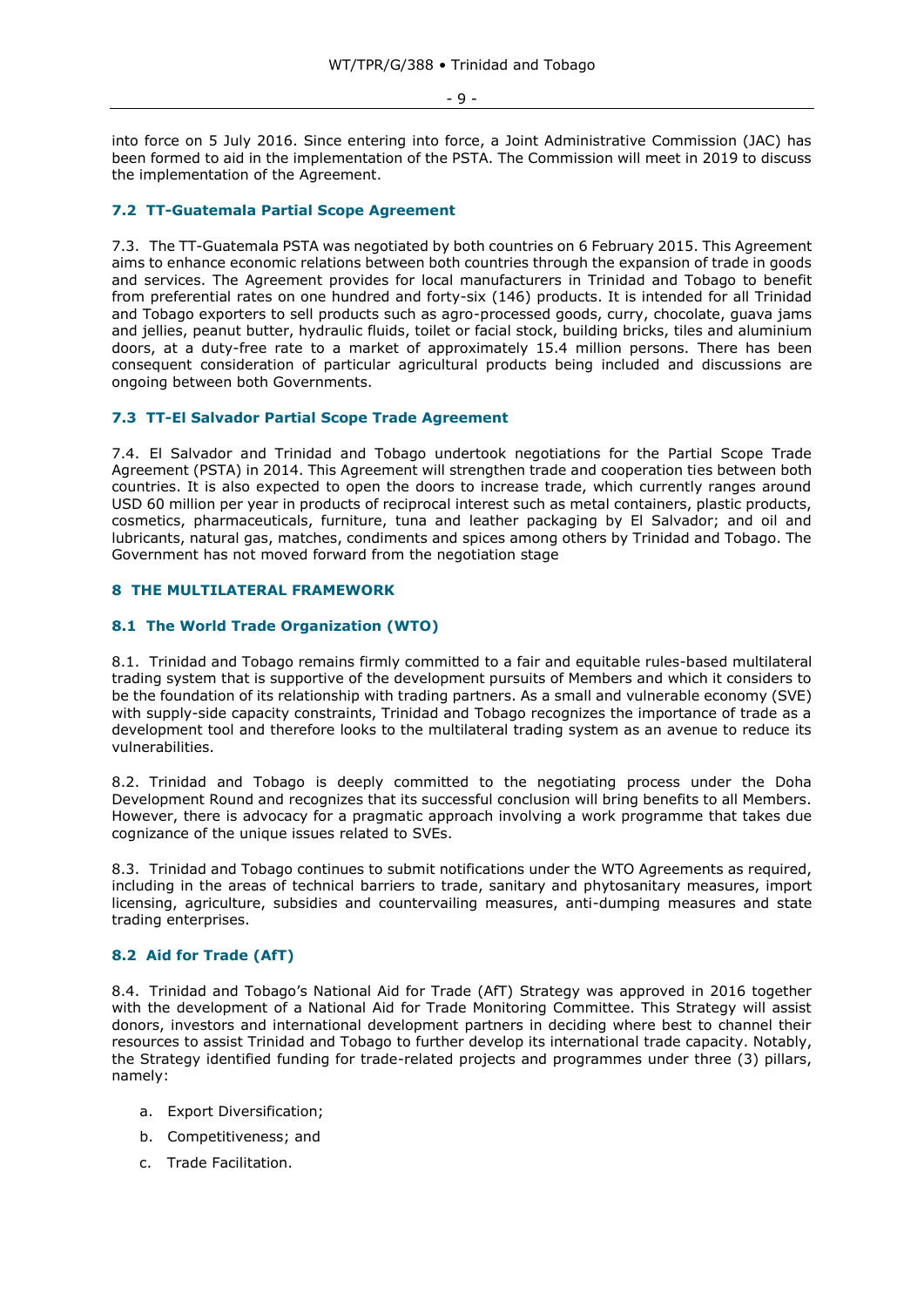into force on 5 July 2016. Since entering into force, a Joint Administrative Commission (JAC) has been formed to aid in the implementation of the PSTA. The Commission will meet in 2019 to discuss the implementation of the Agreement.

### 7.2 TT-Guatemala Partial Scope Agreement

7.3. The TT-Guatemala PSTA was negotiated by both countries on 6 February 2015. This Agreement aims to enhance economic relations between both countries through the expansion of trade in goods and services. The Agreement provides for local manufacturers in Trinidad and Tobago to benefit from preferential rates on one hundred and forty-six (146) products. It is intended for all Trinidad and Tobago exporters to sell products such as agro-processed goods, curry, chocolate, guava jams and jellies, peanut butter, hydraulic fluids, toilet or facial stock, building bricks, tiles and aluminium doors, at a duty-free rate to a market of approximately 15.4 million persons. There has been consequent consideration of particular agricultural products being included and discussions are ongoing between both Governments.

### 7.3 TT-El Salvador Partial Scope Trade Agreement

7.4. El Salvador and Trinidad and Tobago undertook negotiations for the Partial Scope Trade Agreement (PSTA) in 2014. This Agreement will strengthen trade and cooperation ties between both countries. It is also expected to open the doors to increase trade, which currently ranges around USD 60 million per year in products of reciprocal interest such as metal containers, plastic products, cosmetics, pharmaceuticals, furniture, tuna and leather packaging by El Salvador; and oil and lubricants, natural gas, matches, condiments and spices among others by Trinidad and Tobago. The Government has not moved forward from the negotiation stage

## 8 THE MULTILATERAL FRAMEWORK

### 8.1 The World Trade Organization (WTO)

8.1. Trinidad and Tobago remains firmly committed to a fair and equitable rules-based multilateral trading system that is supportive of the development pursuits of Members and which it considers to be the foundation of its relationship with trading partners. As a small and vulnerable economy (SVE) with supply-side capacity constraints, Trinidad and Tobago recognizes the importance of trade as a development tool and therefore looks to the multilateral trading system as an avenue to reduce its vulnerabilities.

8.2. Trinidad and Tobago is deeply committed to the negotiating process under the Doha Development Round and recognizes that its successful conclusion will bring benefits to all Members. However, there is advocacy for a pragmatic approach involving a work programme that takes due cognizance of the unique issues related to SVEs.

8.3. Trinidad and Tobago continues to submit notifications under the WTO Agreements as required, including in the areas of technical barriers to trade, sanitary and phytosanitary measures, import licensing, agriculture, subsidies and countervailing measures, anti-dumping measures and state trading enterprises.

### 8.2 Aid for Trade (AfT)

8.4. Trinidad and Tobago's National Aid for Trade (AfT) Strategy was approved in 2016 together with the development of a National Aid for Trade Monitoring Committee. This Strategy will assist donors, investors and international development partners in deciding where best to channel their resources to assist Trinidad and Tobago to further develop its international trade capacity. Notably, the Strategy identified funding for trade-related projects and programmes under three (3) pillars, namely:

a. Export Diversification;

b. Competitiveness; and

c. Trade Facilitation.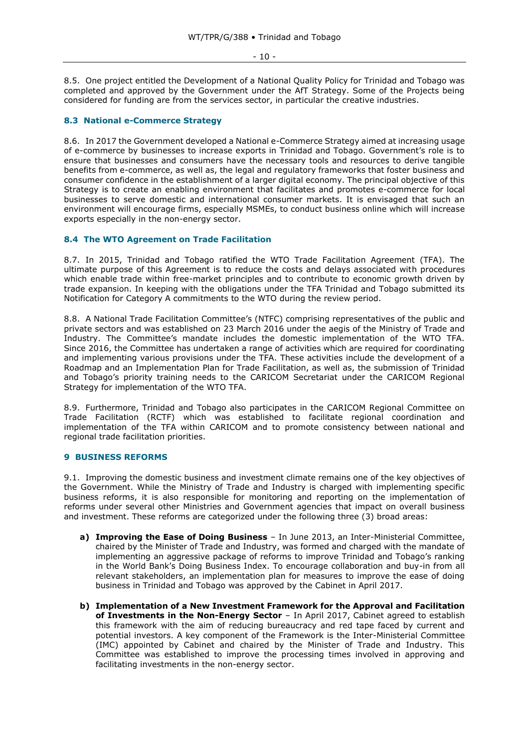8.5. One project entitled the Development of a National Quality Policy for Trinidad and Tobago was completed and approved by the Government under the AfT Strategy. Some of the Projects being considered for funding are from the services sector, in particular the creative industries.

### 8.3 National e-Commerce Strategy

8.6. In 2017 the Government developed a National e-Commerce Strategy aimed at increasing usage of e-commerce by businesses to increase exports in Trinidad and Tobago. Government's role is to ensure that businesses and consumers have the necessary tools and resources to derive tangible benefits from e-commerce, as well as, the legal and regulatory frameworks that foster business and consumer confidence in the establishment of a larger digital economy. The principal objective of this Strategy is to create an enabling environment that facilitates and promotes e-commerce for local businesses to serve domestic and international consumer markets. It is envisaged that such an environment will encourage firms, especially MSMEs, to conduct business online which will increase exports especially in the non-energy sector.

### 8.4 The WTO Agreement on Trade Facilitation

8.7. In 2015, Trinidad and Tobago ratified the WTO Trade Facilitation Agreement (TFA). The ultimate purpose of this Agreement is to reduce the costs and delays associated with procedures which enable trade within free-market principles and to contribute to economic growth driven by trade expansion. In keeping with the obligations under the TFA Trinidad and Tobago submitted its Notification for Category A commitments to the WTO during the review period.

8.8. A National Trade Facilitation Committee's (NTFC) comprising representatives of the public and private sectors and was established on 23 March 2016 under the aegis of the Ministry of Trade and Industry. The Committee's mandate includes the domestic implementation of the WTO TFA. Since 2016, the Committee has undertaken a range of activities which are required for coordinating and implementing various provisions under the TFA. These activities include the development of a Roadmap and an Implementation Plan for Trade Facilitation, as well as, the submission of Trinidad and Tobago's priority training needs to the CARICOM Secretariat under the CARICOM Regional Strategy for implementation of the WTO TFA.

8.9. Furthermore, Trinidad and Tobago also participates in the CARICOM Regional Committee on Trade Facilitation (RCTF) which was established to facilitate regional coordination and implementation of the TFA within CARICOM and to promote consistency between national and regional trade facilitation priorities.

## 9 BUSINESS REFORMS

9.1. Improving the domestic business and investment climate remains one of the key objectives of the Government. While the Ministry of Trade and Industry is charged with implementing specific business reforms, it is also responsible for monitoring and reporting on the implementation of reforms under several other Ministries and Government agencies that impact on overall business and investment. These reforms are categorized under the following three (3) broad areas:

a) **Improving the Ease of Doing Business** – In June 2013, an Inter-Ministerial Committee, chaired by the Minister of Trade and Industry, was formed and charged with the mandate of implementing an aggressive package of reforms to improve Trinidad and Tobago's ranking in the World Bank's Doing Business Index. To encourage collaboration and buy-in from all relevant stakeholders, an implementation plan for measures to improve the ease of doing business in Trinidad and Tobago was approved by the Cabinet in April 2017.

b) **Implementation of a New Investment Framework for the Approval and Facilitation of Investments in the Non-Energy Sector** – In April 2017, Cabinet agreed to establish this framework with the aim of reducing bureaucracy and red tape faced by current and potential investors. A key component of the Framework is the Inter-Ministerial Committee (IMC) appointed by Cabinet and chaired by the Minister of Trade and Industry. This Committee was established to improve the processing times involved in approving and facilitating investments in the non-energy sector.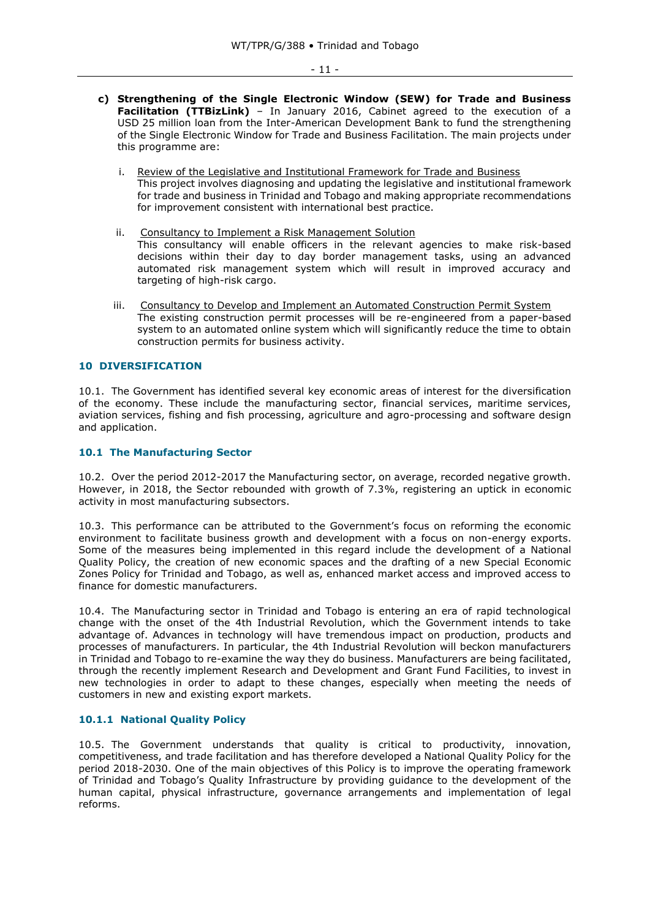c) **Strengthening of the Single Electronic Window (SEW) for Trade and Business Facilitation (TTBizLink)** – In January 2016, Cabinet agreed to the execution of a USD 25 million loan from the Inter-American Development Bank to fund the strengthening of the Single Electronic Window for Trade and Business Facilitation. The main projects under this programme are:

   i. Review of the Legislative and Institutional Framework for Trade and Business
   This project involves diagnosing and updating the legislative and institutional framework for trade and business in Trinidad and Tobago and making appropriate recommendations for improvement consistent with international best practice.

   ii. Consultancy to Implement a Risk Management Solution
   This consultancy will enable officers in the relevant agencies to make risk-based decisions within their day to day border management tasks, using an advanced automated risk management system which will result in improved accuracy and targeting of high-risk cargo.

   iii. Consultancy to Develop and Implement an Automated Construction Permit System
   The existing construction permit processes will be re-engineered from a paper-based system to an automated online system which will significantly reduce the time to obtain construction permits for business activity.

## 10 DIVERSIFICATION

10.1. The Government has identified several key economic areas of interest for the diversification of the economy. These include the manufacturing sector, financial services, maritime services, aviation services, fishing and fish processing, agriculture and agro-processing and software design and application.

### 10.1 The Manufacturing Sector

10.2. Over the period 2012-2017 the Manufacturing sector, on average, recorded negative growth. However, in 2018, the Sector rebounded with growth of 7.3%, registering an uptick in economic activity in most manufacturing subsectors.

10.3. This performance can be attributed to the Government's focus on reforming the economic environment to facilitate business growth and development with a focus on non-energy exports. Some of the measures being implemented in this regard include the development of a National Quality Policy, the creation of new economic spaces and the drafting of a new Special Economic Zones Policy for Trinidad and Tobago, as well as, enhanced market access and improved access to finance for domestic manufacturers.

10.4. The Manufacturing sector in Trinidad and Tobago is entering an era of rapid technological change with the onset of the 4th Industrial Revolution, which the Government intends to take advantage of. Advances in technology will have tremendous impact on production, products and processes of manufacturers. In particular, the 4th Industrial Revolution will beckon manufacturers in Trinidad and Tobago to re-examine the way they do business. Manufacturers are being facilitated, through the recently implement Research and Development and Grant Fund Facilities, to invest in new technologies in order to adapt to these changes, especially when meeting the needs of customers in new and existing export markets.

#### 10.1.1 National Quality Policy

10.5. The Government understands that quality is critical to productivity, innovation, competitiveness, and trade facilitation and has therefore developed a National Quality Policy for the period 2018-2030. One of the main objectives of this Policy is to improve the operating framework of Trinidad and Tobago's Quality Infrastructure by providing guidance to the development of the human capital, physical infrastructure, governance arrangements and implementation of legal reforms.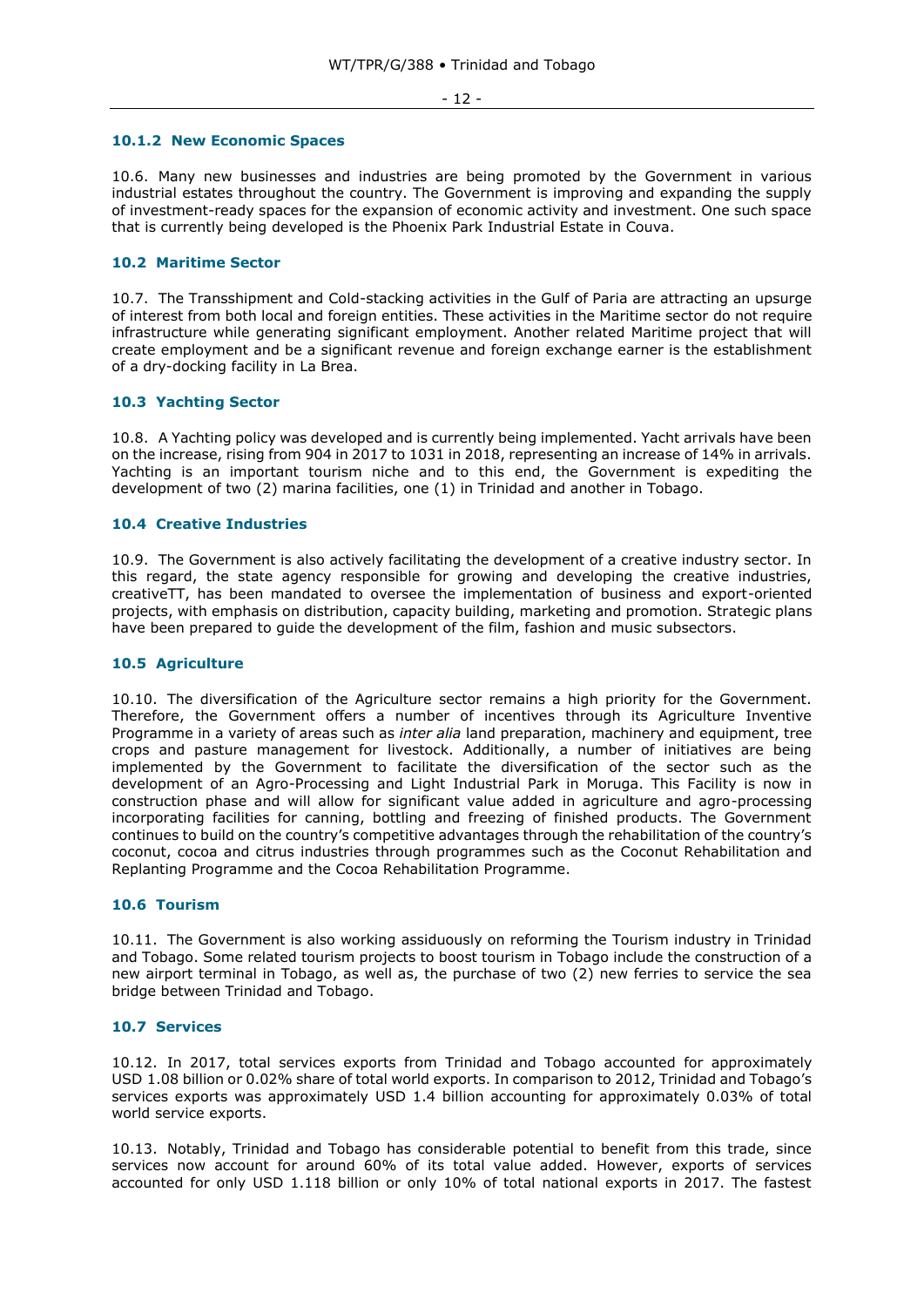#### 10.1.2 New Economic Spaces

10.6. Many new businesses and industries are being promoted by the Government in various industrial estates throughout the country. The Government is improving and expanding the supply of investment-ready spaces for the expansion of economic activity and investment. One such space that is currently being developed is the Phoenix Park Industrial Estate in Couva.

### 10.2 Maritime Sector

10.7. The Transshipment and Cold-stacking activities in the Gulf of Paria are attracting an upsurge of interest from both local and foreign entities. These activities in the Maritime sector do not require infrastructure while generating significant employment. Another related Maritime project that will create employment and be a significant revenue and foreign exchange earner is the establishment of a dry-docking facility in La Brea.

### 10.3 Yachting Sector

10.8. A Yachting policy was developed and is currently being implemented. Yacht arrivals have been on the increase, rising from 904 in 2017 to 1031 in 2018, representing an increase of 14% in arrivals. Yachting is an important tourism niche and to this end, the Government is expediting the development of two (2) marina facilities, one (1) in Trinidad and another in Tobago.

### 10.4 Creative Industries

10.9. The Government is also actively facilitating the development of a creative industry sector. In this regard, the state agency responsible for growing and developing the creative industries, creativeTT, has been mandated to oversee the implementation of business and export-oriented projects, with emphasis on distribution, capacity building, marketing and promotion. Strategic plans have been prepared to guide the development of the film, fashion and music subsectors.

### 10.5 Agriculture

10.10. The diversification of the Agriculture sector remains a high priority for the Government. Therefore, the Government offers a number of incentives through its Agriculture Inventive Programme in a variety of areas such as *inter alia* land preparation, machinery and equipment, tree crops and pasture management for livestock. Additionally, a number of initiatives are being implemented by the Government to facilitate the diversification of the sector such as the development of an Agro-Processing and Light Industrial Park in Moruga. This Facility is now in construction phase and will allow for significant value added in agriculture and agro-processing incorporating facilities for canning, bottling and freezing of finished products. The Government continues to build on the country's competitive advantages through the rehabilitation of the country's coconut, cocoa and citrus industries through programmes such as the Coconut Rehabilitation and Replanting Programme and the Cocoa Rehabilitation Programme.

### 10.6 Tourism

10.11. The Government is also working assiduously on reforming the Tourism industry in Trinidad and Tobago. Some related tourism projects to boost tourism in Tobago include the construction of a new airport terminal in Tobago, as well as, the purchase of two (2) new ferries to service the sea bridge between Trinidad and Tobago.

### 10.7 Services

10.12. In 2017, total services exports from Trinidad and Tobago accounted for approximately USD 1.08 billion or 0.02% share of total world exports. In comparison to 2012, Trinidad and Tobago's services exports was approximately USD 1.4 billion accounting for approximately 0.03% of total world service exports.

10.13. Notably, Trinidad and Tobago has considerable potential to benefit from this trade, since services now account for around 60% of its total value added. However, exports of services accounted for only USD 1.118 billion or only 10% of total national exports in 2017. The fastest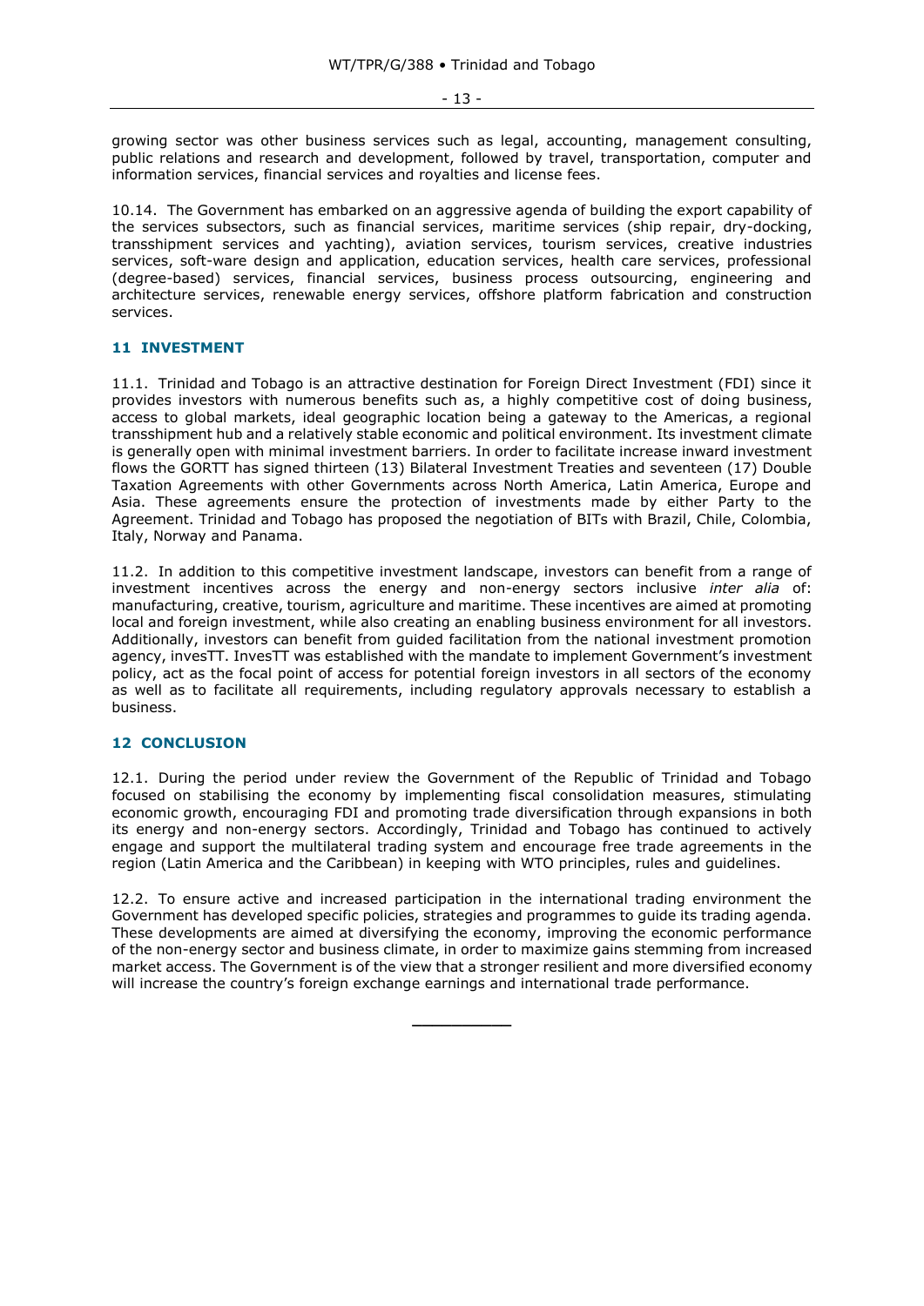growing sector was other business services such as legal, accounting, management consulting, public relations and research and development, followed by travel, transportation, computer and information services, financial services and royalties and license fees.

10.14. The Government has embarked on an aggressive agenda of building the export capability of the services subsectors, such as financial services, maritime services (ship repair, dry-docking, transshipment services and yachting), aviation services, tourism services, creative industries services, soft-ware design and application, education services, health care services, professional (degree-based) services, financial services, business process outsourcing, engineering and architecture services, renewable energy services, offshore platform fabrication and construction services.

## 11 INVESTMENT

11.1. Trinidad and Tobago is an attractive destination for Foreign Direct Investment (FDI) since it provides investors with numerous benefits such as, a highly competitive cost of doing business, access to global markets, ideal geographic location being a gateway to the Americas, a regional transshipment hub and a relatively stable economic and political environment. Its investment climate is generally open with minimal investment barriers. In order to facilitate increase inward investment flows the GORTT has signed thirteen (13) Bilateral Investment Treaties and seventeen (17) Double Taxation Agreements with other Governments across North America, Latin America, Europe and Asia. These agreements ensure the protection of investments made by either Party to the Agreement. Trinidad and Tobago has proposed the negotiation of BITs with Brazil, Chile, Colombia, Italy, Norway and Panama.

11.2. In addition to this competitive investment landscape, investors can benefit from a range of investment incentives across the energy and non-energy sectors inclusive *inter alia* of: manufacturing, creative, tourism, agriculture and maritime. These incentives are aimed at promoting local and foreign investment, while also creating an enabling business environment for all investors. Additionally, investors can benefit from guided facilitation from the national investment promotion agency, invesTT. InvesTT was established with the mandate to implement Government's investment policy, act as the focal point of access for potential foreign investors in all sectors of the economy as well as to facilitate all requirements, including regulatory approvals necessary to establish a business.

## 12 CONCLUSION

12.1. During the period under review the Government of the Republic of Trinidad and Tobago focused on stabilising the economy by implementing fiscal consolidation measures, stimulating economic growth, encouraging FDI and promoting trade diversification through expansions in both its energy and non-energy sectors. Accordingly, Trinidad and Tobago has continued to actively engage and support the multilateral trading system and encourage free trade agreements in the region (Latin America and the Caribbean) in keeping with WTO principles, rules and guidelines.

12.2. To ensure active and increased participation in the international trading environment the Government has developed specific policies, strategies and programmes to guide its trading agenda. These developments are aimed at diversifying the economy, improving the economic performance of the non-energy sector and business climate, in order to maximize gains stemming from increased market access. The Government is of the view that a stronger resilient and more diversified economy will increase the country's foreign exchange earnings and international trade performance.